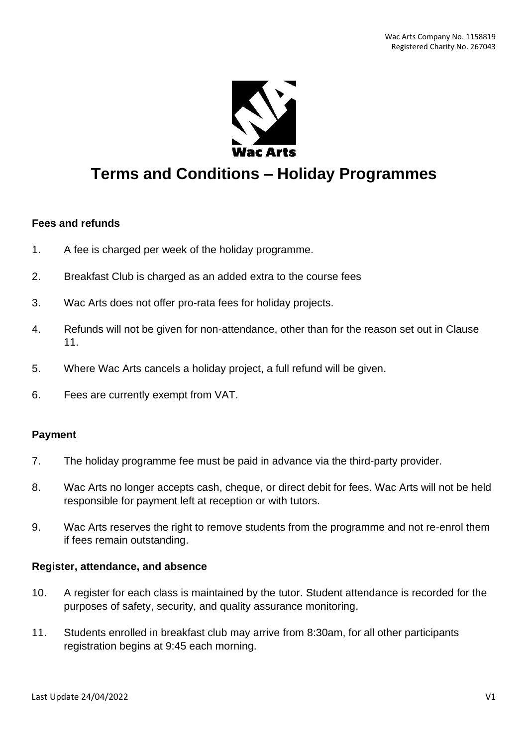Wac Arts Company No. 1158819
Registered Charity No. 267043

Wac Arts

# Terms and Conditions – Holiday Programmes

### Fees and refunds

1. A fee is charged per week of the holiday programme.
2. Breakfast Club is charged as an added extra to the course fees
3. Wac Arts does not offer pro-rata fees for holiday projects.
4. Refunds will not be given for non-attendance, other than for the reason set out in Clause 11.
5. Where Wac Arts cancels a holiday project, a full refund will be given.
6. Fees are currently exempt from VAT.

### Payment

7. The holiday programme fee must be paid in advance via the third-party provider.
8. Wac Arts no longer accepts cash, cheque, or direct debit for fees. Wac Arts will not be held responsible for payment left at reception or with tutors.
9. Wac Arts reserves the right to remove students from the programme and not re-enrol them if fees remain outstanding.

### Register, attendance, and absence

10. A register for each class is maintained by the tutor. Student attendance is recorded for the purposes of safety, security, and quality assurance monitoring.
11. Students enrolled in breakfast club may arrive from 8:30am, for all other participants registration begins at 9:45 each morning.

Last Update 24/04/2022 V1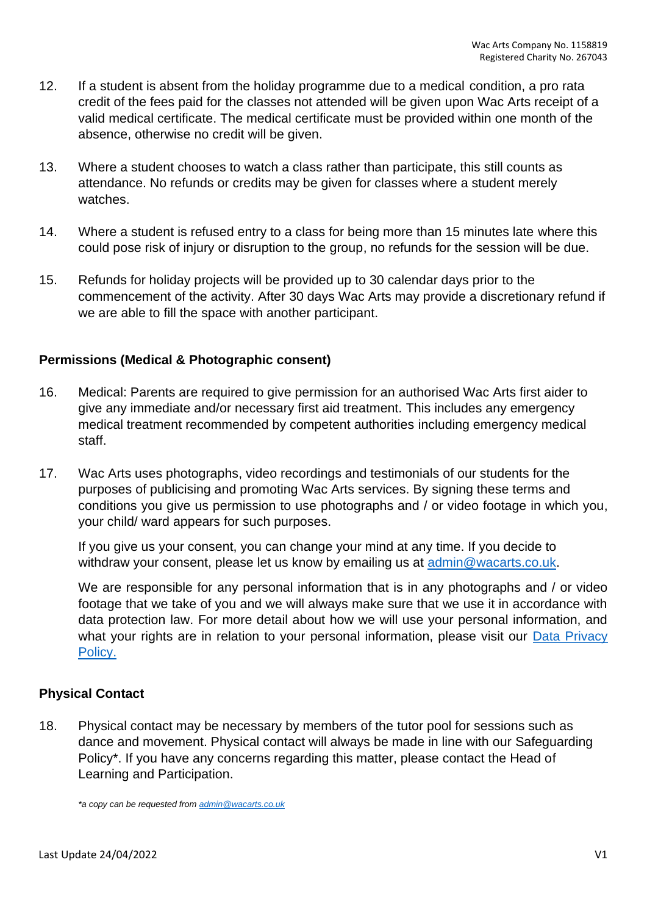12. If a student is absent from the holiday programme due to a medical condition, a pro rata credit of the fees paid for the classes not attended will be given upon Wac Arts receipt of a valid medical certificate. The medical certificate must be provided within one month of the absence, otherwise no credit will be given.

13. Where a student chooses to watch a class rather than participate, this still counts as attendance. No refunds or credits may be given for classes where a student merely watches.

14. Where a student is refused entry to a class for being more than 15 minutes late where this could pose risk of injury or disruption to the group, no refunds for the session will be due.

15. Refunds for holiday projects will be provided up to 30 calendar days prior to the commencement of the activity. After 30 days Wac Arts may provide a discretionary refund if we are able to fill the space with another participant.

**Permissions (Medical & Photographic consent)**

16. Medical: Parents are required to give permission for an authorised Wac Arts first aider to give any immediate and/or necessary first aid treatment. This includes any emergency medical treatment recommended by competent authorities including emergency medical staff.

17. Wac Arts uses photographs, video recordings and testimonials of our students for the purposes of publicising and promoting Wac Arts services. By signing these terms and conditions you give us permission to use photographs and / or video footage in which you, your child/ ward appears for such purposes.

    If you give us your consent, you can change your mind at any time. If you decide to withdraw your consent, please let us know by emailing us at admin@wacarts.co.uk.

    We are responsible for any personal information that is in any photographs and / or video footage that we take of you and we will always make sure that we use it in accordance with data protection law. For more detail about how we will use your personal information, and what your rights are in relation to your personal information, please visit our Data Privacy Policy.

**Physical Contact**

18. Physical contact may be necessary by members of the tutor pool for sessions such as dance and movement. Physical contact will always be made in line with our Safeguarding Policy*. If you have any concerns regarding this matter, please contact the Head of Learning and Participation.

*\*a copy can be requested from admin@wacarts.co.uk*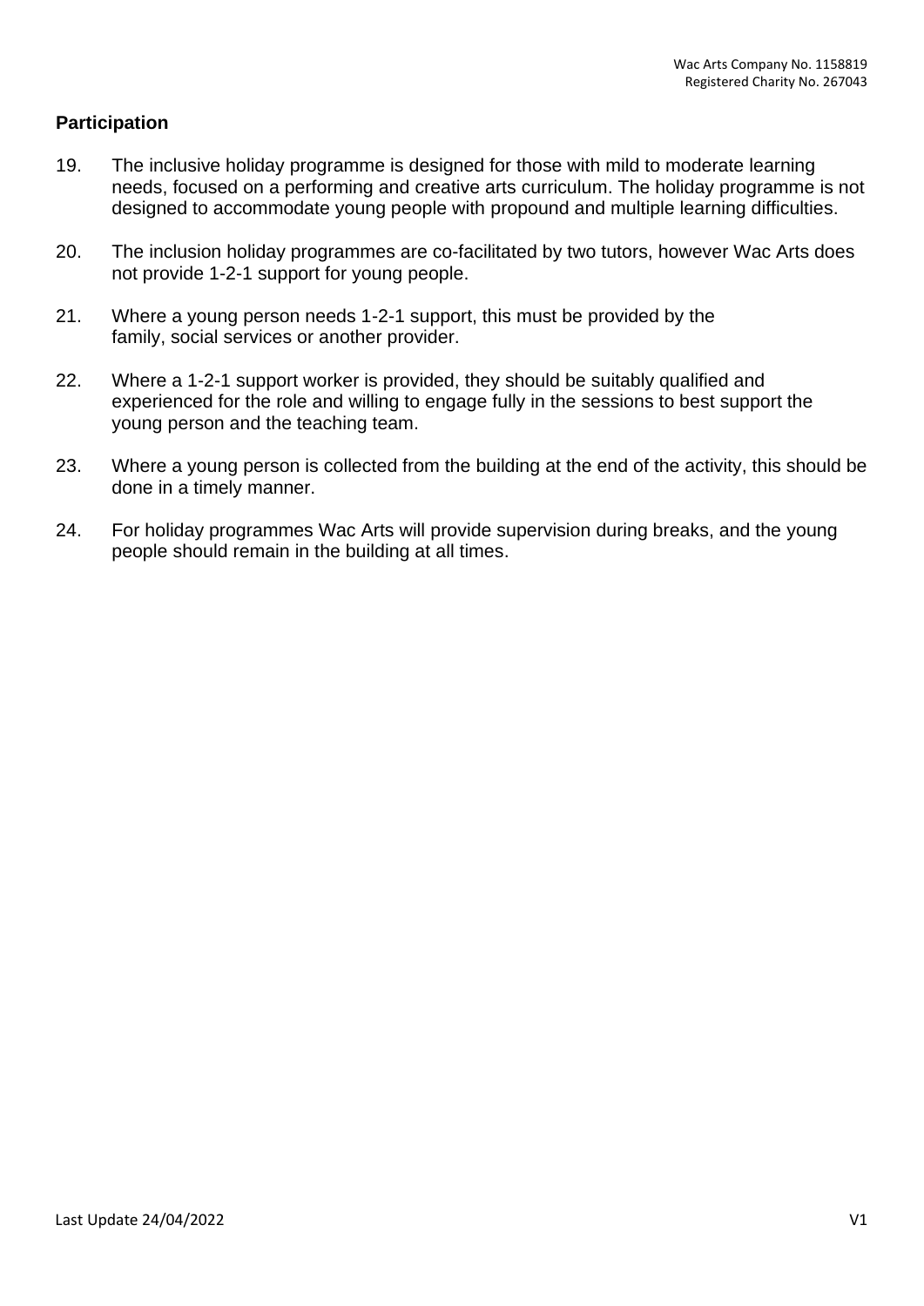## Participation

19. The inclusive holiday programme is designed for those with mild to moderate learning needs, focused on a performing and creative arts curriculum. The holiday programme is not designed to accommodate young people with propound and multiple learning difficulties.

20. The inclusion holiday programmes are co-facilitated by two tutors, however Wac Arts does not provide 1-2-1 support for young people.

21. Where a young person needs 1-2-1 support, this must be provided by the family, social services or another provider.

22. Where a 1-2-1 support worker is provided, they should be suitably qualified and experienced for the role and willing to engage fully in the sessions to best support the young person and the teaching team.

23. Where a young person is collected from the building at the end of the activity, this should be done in a timely manner.

24. For holiday programmes Wac Arts will provide supervision during breaks, and the young people should remain in the building at all times.